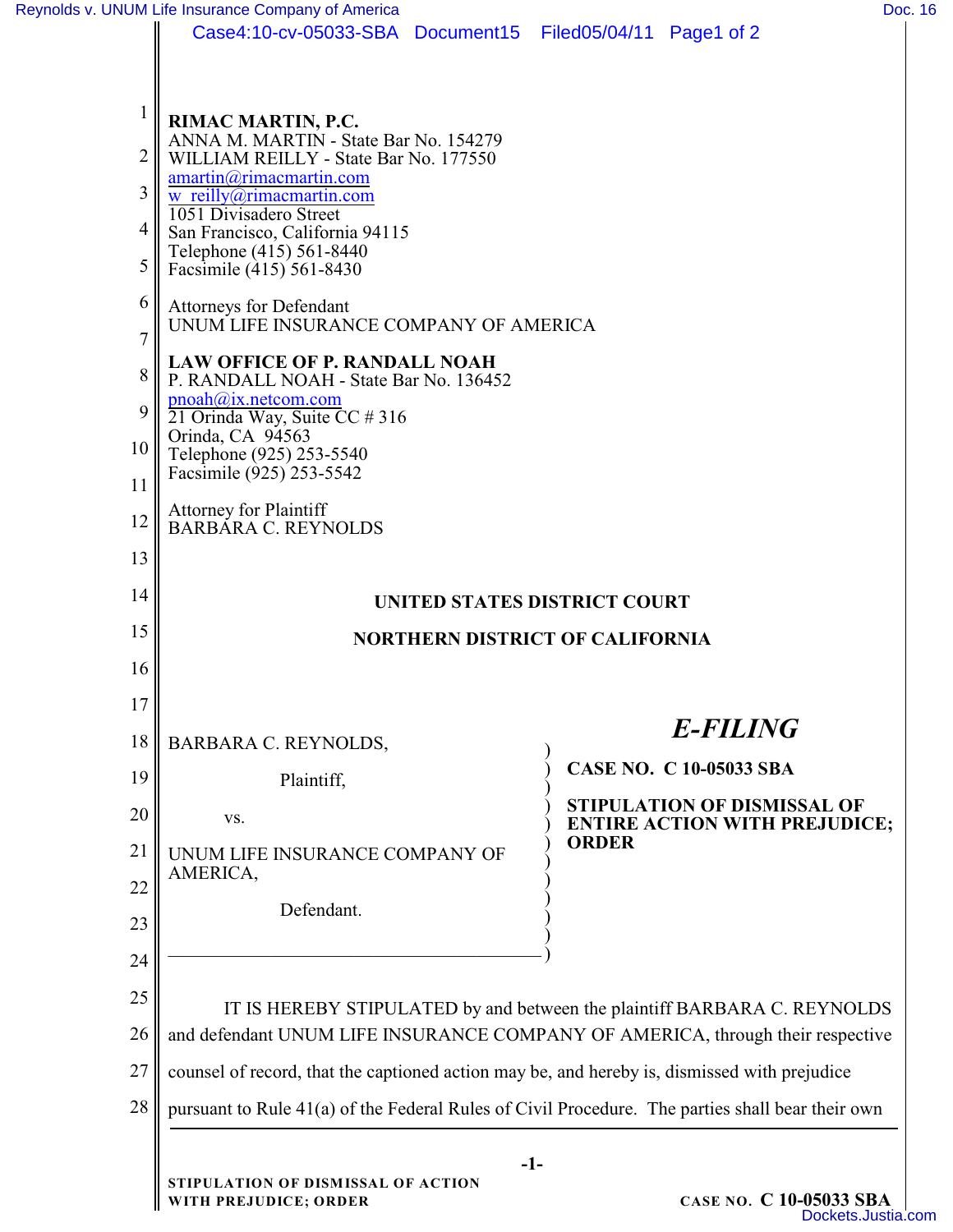**RIMAC MARTIN, P.C.**
ANNA M. MARTIN - State Bar No. 154279
WILLIAM REILLY - State Bar No. 177550
amartin@rimacmartin.com
w_reilly@rimacmartin.com
1051 Divisadero Street
San Francisco, California 94115
Telephone (415) 561-8440
Facsimile (415) 561-8430

Attorneys for Defendant
UNUM LIFE INSURANCE COMPANY OF AMERICA

**LAW OFFICE OF P. RANDALL NOAH**
P. RANDALL NOAH - State Bar No. 136452
pnoah@ix.netcom.com
21 Orinda Way, Suite CC # 316
Orinda, CA 94563
Telephone (925) 253-5540
Facsimile (925) 253-5542

Attorney for Plaintiff
BARBARA C. REYNOLDS

**UNITED STATES DISTRICT COURT**

**NORTHERN DISTRICT OF CALIFORNIA**

***E-FILING***

BARBARA C. REYNOLDS,

Plaintiff,

vs.

UNUM LIFE INSURANCE COMPANY OF AMERICA,

Defendant.

**CASE NO. C 10-05033 SBA**

**STIPULATION OF DISMISSAL OF ENTIRE ACTION WITH PREJUDICE; ORDER**

IT IS HEREBY STIPULATED by and between the plaintiff BARBARA C. REYNOLDS and defendant UNUM LIFE INSURANCE COMPANY OF AMERICA, through their respective counsel of record, that the captioned action may be, and hereby is, dismissed with prejudice pursuant to Rule 41(a) of the Federal Rules of Civil Procedure. The parties shall bear their own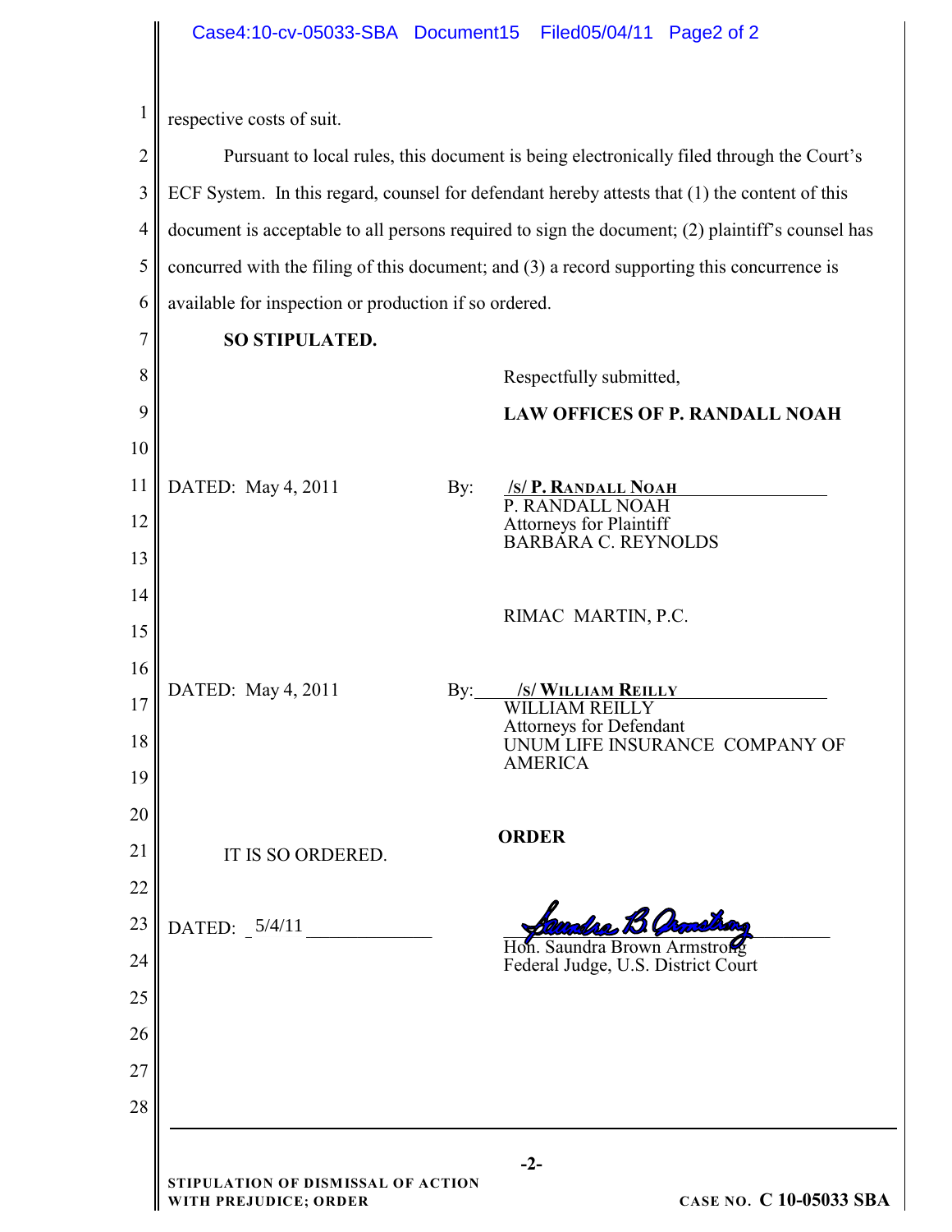respective costs of suit.

Pursuant to local rules, this document is being electronically filed through the Court's ECF System. In this regard, counsel for defendant hereby attests that (1) the content of this document is acceptable to all persons required to sign the document; (2) plaintiff's counsel has concurred with the filing of this document; and (3) a record supporting this concurrence is available for inspection or production if so ordered.

**SO STIPULATED.**

Respectfully submitted,

**LAW OFFICES OF P. RANDALL NOAH**

DATED: May 4, 2011

By: **/s/ P. RANDALL NOAH**
P. RANDALL NOAH
Attorneys for Plaintiff
BARBARA C. REYNOLDS

RIMAC MARTIN, P.C.

DATED: May 4, 2011

By: **/s/ WILLIAM REILLY**
WILLIAM REILLY
Attorneys for Defendant
UNUM LIFE INSURANCE COMPANY OF AMERICA

**ORDER**

IT IS SO ORDERED.

DATED: 5/4/11

Hon. Saundra Brown Armstrong
Federal Judge, U.S. District Court

**STIPULATION OF DISMISSAL OF ACTION WITH PREJUDICE; ORDER** CASE NO. C 10-05033 SBA